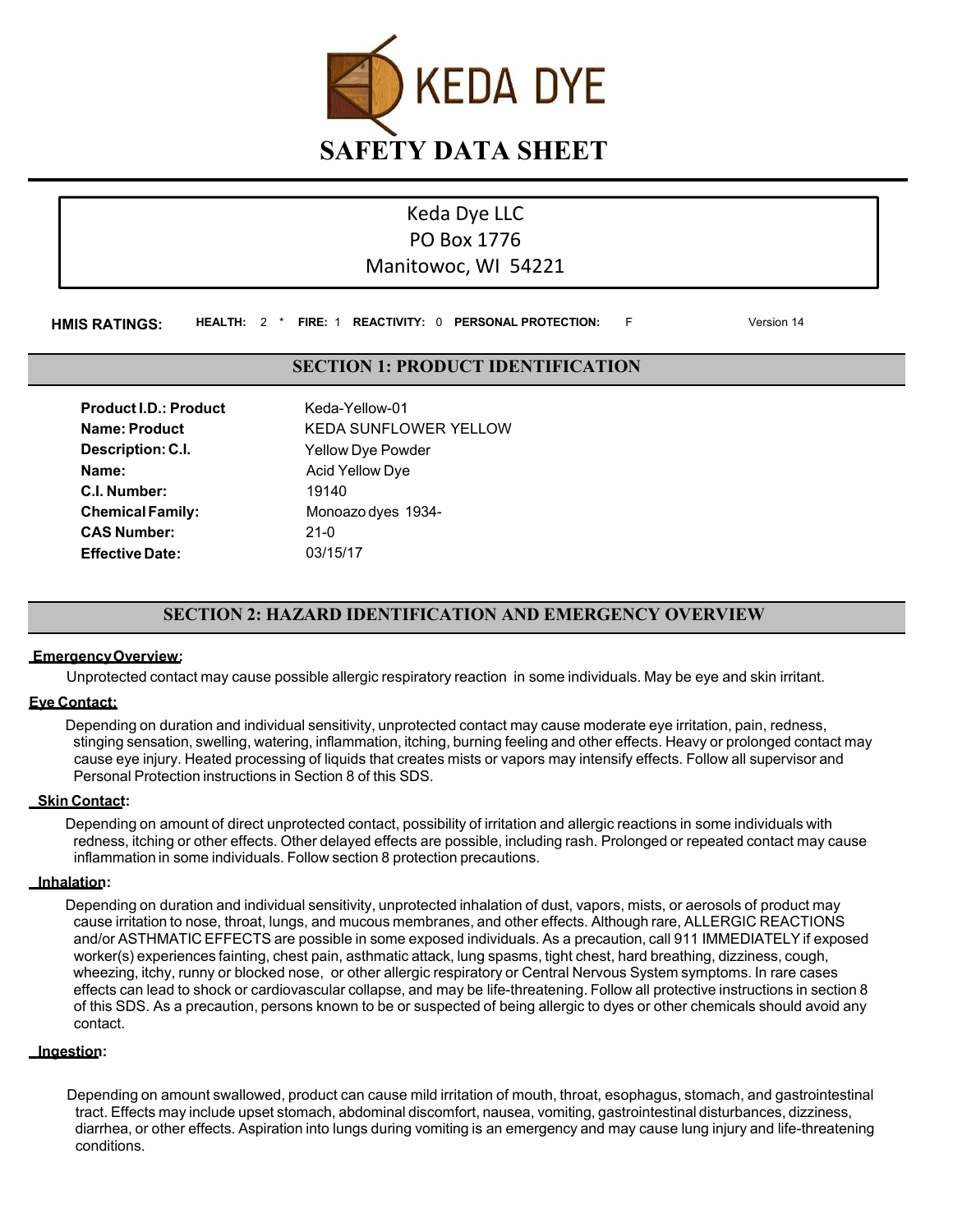# KEDA DYE

# SAFETY DATA SHEET

Keda Dye LLC
PO Box 1776
Manitowoc, WI 54221

**HMIS RATINGS:** **HEALTH:** 2 * **FIRE:** 1 **REACTIVITY:** 0 **PERSONAL PROTECTION:** F Version 14

## SECTION 1: PRODUCT IDENTIFICATION

| | |
|---|---|
| **Product I.D.: Product** | Keda-Yellow-01 |
| **Name: Product** | KEDA SUNFLOWER YELLOW |
| **Description: C.I.** | Yellow Dye Powder |
| **Name:** | Acid Yellow Dye |
| **C.I. Number:** | 19140 |
| **Chemical Family:** | Monoazo dyes 1934- |
| **CAS Number:** | 21-0 |
| **Effective Date:** | 03/15/17 |

## SECTION 2: HAZARD IDENTIFICATION AND EMERGENCY OVERVIEW

**Emergency Overview:**

Unprotected contact may cause possible allergic respiratory reaction in some individuals. May be eye and skin irritant.

**Eye Contact:**

Depending on duration and individual sensitivity, unprotected contact may cause moderate eye irritation, pain, redness, stinging sensation, swelling, watering, inflammation, itching, burning feeling and other effects. Heavy or prolonged contact may cause eye injury. Heated processing of liquids that creates mists or vapors may intensify effects. Follow all supervisor and Personal Protection instructions in Section 8 of this SDS.

**Skin Contact:**

Depending on amount of direct unprotected contact, possibility of irritation and allergic reactions in some individuals with redness, itching or other effects. Other delayed effects are possible, including rash. Prolonged or repeated contact may cause inflammation in some individuals. Follow section 8 protection precautions.

**Inhalation:**

Depending on duration and individual sensitivity, unprotected inhalation of dust, vapors, mists, or aerosols of product may cause irritation to nose, throat, lungs, and mucous membranes, and other effects. Although rare, ALLERGIC REACTIONS and/or ASTHMATIC EFFECTS are possible in some exposed individuals. As a precaution, call 911 IMMEDIATELY if exposed worker(s) experiences fainting, chest pain, asthmatic attack, lung spasms, tight chest, hard breathing, dizziness, cough, wheezing, itchy, runny or blocked nose, or other allergic respiratory or Central Nervous System symptoms. In rare cases effects can lead to shock or cardiovascular collapse, and may be life-threatening. Follow all protective instructions in section 8 of this SDS. As a precaution, persons known to be or suspected of being allergic to dyes or other chemicals should avoid any contact.

**Ingestion:**

Depending on amount swallowed, product can cause mild irritation of mouth, throat, esophagus, stomach, and gastrointestinal tract. Effects may include upset stomach, abdominal discomfort, nausea, vomiting, gastrointestinal disturbances, dizziness, diarrhea, or other effects. Aspiration into lungs during vomiting is an emergency and may cause lung injury and life-threatening conditions.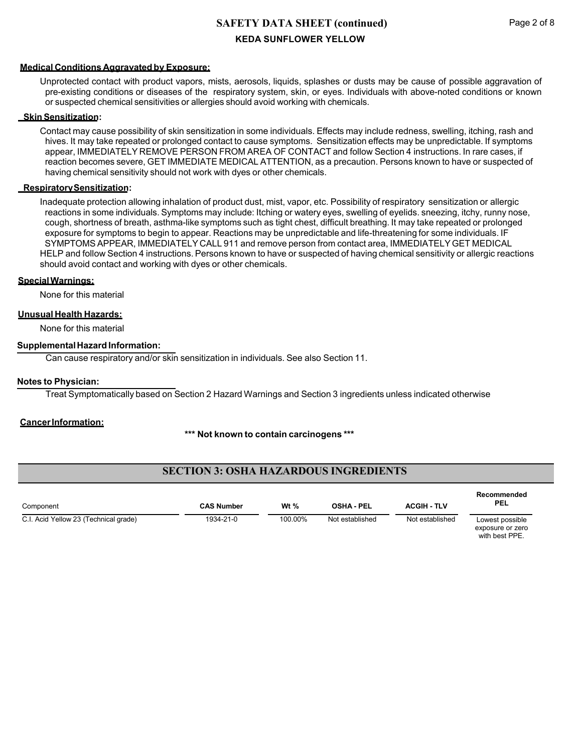**Medical Conditions Aggravated by Exposure:**

Unprotected contact with product vapors, mists, aerosols, liquids, splashes or dusts may be cause of possible aggravation of pre-existing conditions or diseases of the respiratory system, skin, or eyes. Individuals with above-noted conditions or known or suspected chemical sensitivities or allergies should avoid working with chemicals.

**Skin Sensitization:**

Contact may cause possibility of skin sensitization in some individuals. Effects may include redness, swelling, itching, rash and hives. It may take repeated or prolonged contact to cause symptoms. Sensitization effects may be unpredictable. If symptoms appear, IMMEDIATELY REMOVE PERSON FROM AREA OF CONTACT and follow Section 4 instructions. In rare cases, if reaction becomes severe, GET IMMEDIATE MEDICAL ATTENTION, as a precaution. Persons known to have or suspected of having chemical sensitivity should not work with dyes or other chemicals.

**Respiratory Sensitization:**

Inadequate protection allowing inhalation of product dust, mist, vapor, etc. Possibility of respiratory sensitization or allergic reactions in some individuals. Symptoms may include: Itching or watery eyes, swelling of eyelids. sneezing, itchy, runny nose, cough, shortness of breath, asthma-like symptoms such as tight chest, difficult breathing. It may take repeated or prolonged exposure for symptoms to begin to appear. Reactions may be unpredictable and life-threatening for some individuals. IF SYMPTOMS APPEAR, IMMEDIATELY CALL 911 and remove person from contact area, IMMEDIATELY GET MEDICAL HELP and follow Section 4 instructions. Persons known to have or suspected of having chemical sensitivity or allergic reactions should avoid contact and working with dyes or other chemicals.

**Special Warnings:**

None for this material

**Unusual Health Hazards:**

None for this material

**Supplemental Hazard Information:**

Can cause respiratory and/or skin sensitization in individuals. See also Section 11.

**Notes to Physician:**

Treat Symptomatically based on Section 2 Hazard Warnings and Section 3 ingredients unless indicated otherwise

**Cancer Information:**

**\*\*\* Not known to contain carcinogens \*\*\***

## SECTION 3: OSHA HAZARDOUS INGREDIENTS

| Component | CAS Number | Wt % | OSHA - PEL | ACGIH - TLV | Recommended PEL |
|---|---|---|---|---|---|
| C.I. Acid Yellow 23 (Technical grade) | 1934-21-0 | 100.00% | Not established | Not established | Lowest possible exposure or zero with best PPE. |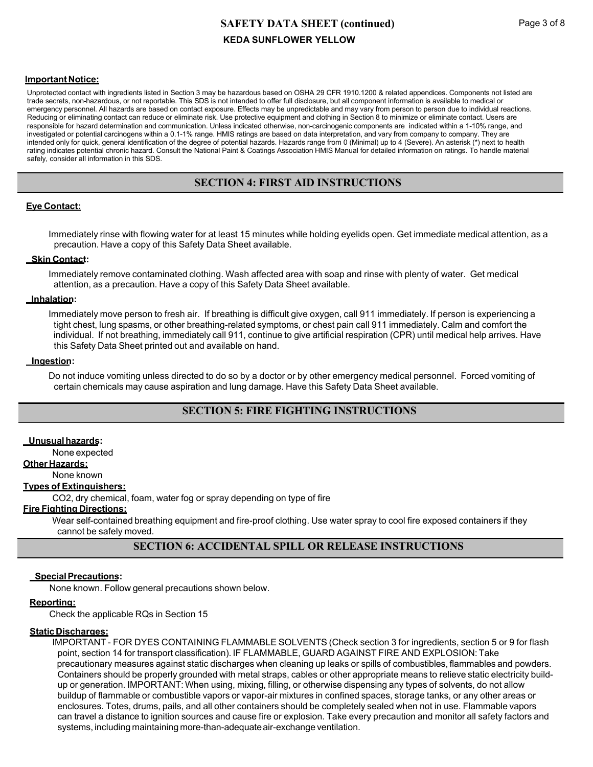**Important Notice:**

Unprotected contact with ingredients listed in Section 3 may be hazardous based on OSHA 29 CFR 1910.1200 & related appendices. Components not listed are trade secrets, non-hazardous, or not reportable. This SDS is not intended to offer full disclosure, but all component information is available to medical or emergency personnel. All hazards are based on contact exposure. Effects may be unpredictable and may vary from person to person due to individual reactions. Reducing or eliminating contact can reduce or eliminate risk. Use protective equipment and clothing in Section 8 to minimize or eliminate contact. Users are responsible for hazard determination and communication. Unless indicated otherwise, non-carcinogenic components are indicated within a 1-10% range, and investigated or potential carcinogens within a 0.1-1% range. HMIS ratings are based on data interpretation, and vary from company to company. They are intended only for quick, general identification of the degree of potential hazards. Hazards range from 0 (Minimal) up to 4 (Severe). An asterisk (*) next to health rating indicates potential chronic hazard. Consult the National Paint & Coatings Association HMIS Manual for detailed information on ratings. To handle material safely, consider all information in this SDS.

## SECTION 4: FIRST AID INSTRUCTIONS

**Eye Contact:**

Immediately rinse with flowing water for at least 15 minutes while holding eyelids open. Get immediate medical attention, as a precaution. Have a copy of this Safety Data Sheet available.

**Skin Contact:**

Immediately remove contaminated clothing. Wash affected area with soap and rinse with plenty of water. Get medical attention, as a precaution. Have a copy of this Safety Data Sheet available.

**Inhalation:**

Immediately move person to fresh air. If breathing is difficult give oxygen, call 911 immediately. If person is experiencing a tight chest, lung spasms, or other breathing-related symptoms, or chest pain call 911 immediately. Calm and comfort the individual. If not breathing, immediately call 911, continue to give artificial respiration (CPR) until medical help arrives. Have this Safety Data Sheet printed out and available on hand.

**Ingestion:**

Do not induce vomiting unless directed to do so by a doctor or by other emergency medical personnel. Forced vomiting of certain chemicals may cause aspiration and lung damage. Have this Safety Data Sheet available.

## SECTION 5: FIRE FIGHTING INSTRUCTIONS

**Unusual hazards:**

None expected

**Other Hazards:**

None known

**Types of Extinguishers:**

$CO_2$, dry chemical, foam, water fog or spray depending on type of fire

**Fire Fighting Directions:**

Wear self-contained breathing equipment and fire-proof clothing. Use water spray to cool fire exposed containers if they cannot be safely moved.

## SECTION 6: ACCIDENTAL SPILL OR RELEASE INSTRUCTIONS

**Special Precautions:**

None known. Follow general precautions shown below.

**Reporting:**

Check the applicable RQs in Section 15

**Static Discharges:**

IMPORTANT - FOR DYES CONTAINING FLAMMABLE SOLVENTS (Check section 3 for ingredients, section 5 or 9 for flash point, section 14 for transport classification). IF FLAMMABLE, GUARD AGAINST FIRE AND EXPLOSION: Take precautionary measures against static discharges when cleaning up leaks or spills of combustibles, flammables and powders. Containers should be properly grounded with metal straps, cables or other appropriate means to relieve static electricity build-up or generation. IMPORTANT: When using, mixing, filling, or otherwise dispensing any types of solvents, do not allow buildup of flammable or combustible vapors or vapor-air mixtures in confined spaces, storage tanks, or any other areas or enclosures. Totes, drums, pails, and all other containers should be completely sealed when not in use. Flammable vapors can travel a distance to ignition sources and cause fire or explosion. Take every precaution and monitor all safety factors and systems, including maintaining more-than-adequate air-exchange ventilation.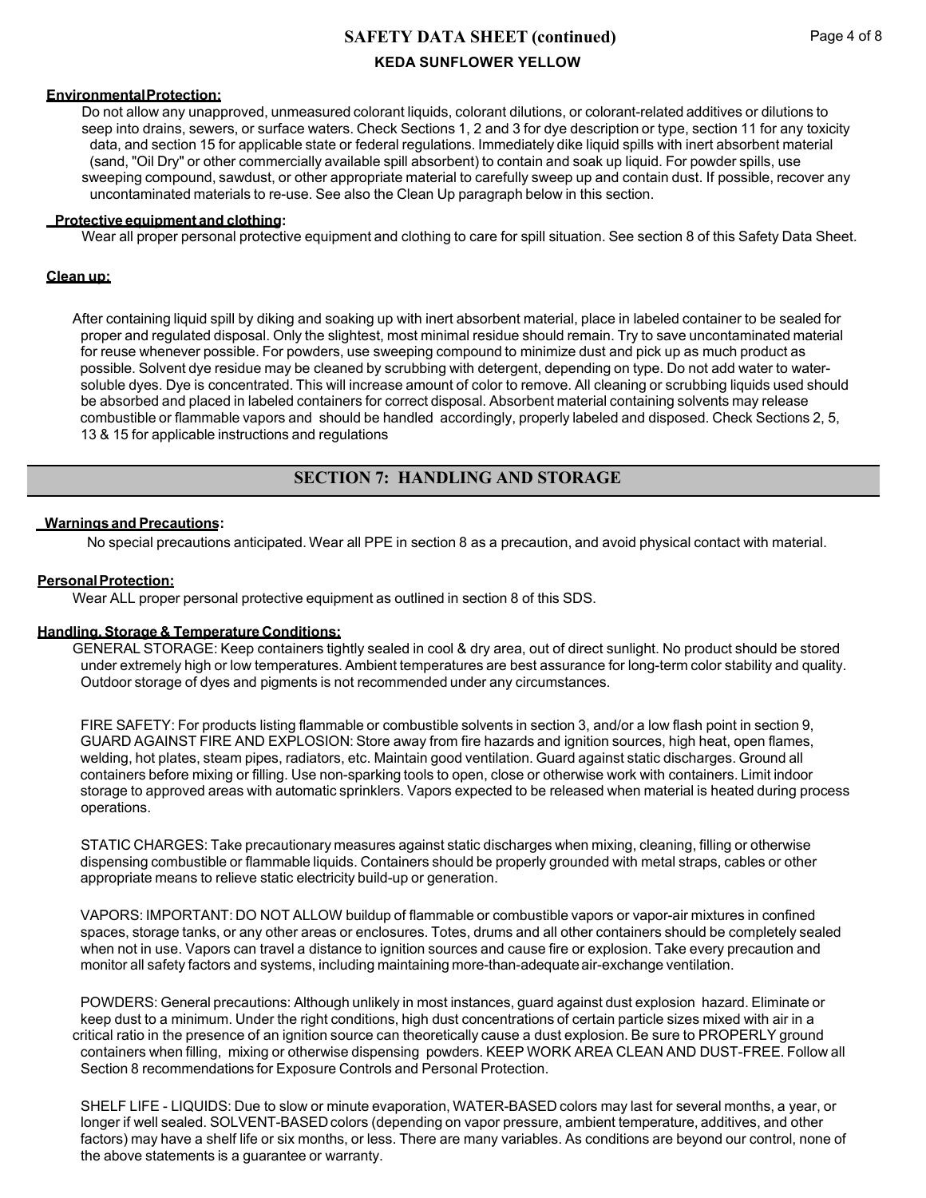**Environmental Protection:**

Do not allow any unapproved, unmeasured colorant liquids, colorant dilutions, or colorant-related additives or dilutions to seep into drains, sewers, or surface waters. Check Sections 1, 2 and 3 for dye description or type, section 11 for any toxicity data, and section 15 for applicable state or federal regulations. Immediately dike liquid spills with inert absorbent material (sand, "Oil Dry" or other commercially available spill absorbent) to contain and soak up liquid. For powder spills, use sweeping compound, sawdust, or other appropriate material to carefully sweep up and contain dust. If possible, recover any uncontaminated materials to re-use. See also the Clean Up paragraph below in this section.

**Protective equipment and clothing:**

Wear all proper personal protective equipment and clothing to care for spill situation. See section 8 of this Safety Data Sheet.

**Clean up:**

After containing liquid spill by diking and soaking up with inert absorbent material, place in labeled container to be sealed for proper and regulated disposal. Only the slightest, most minimal residue should remain. Try to save uncontaminated material for reuse whenever possible. For powders, use sweeping compound to minimize dust and pick up as much product as possible. Solvent dye residue may be cleaned by scrubbing with detergent, depending on type. Do not add water to water-soluble dyes. Dye is concentrated. This will increase amount of color to remove. All cleaning or scrubbing liquids used should be absorbed and placed in labeled containers for correct disposal. Absorbent material containing solvents may release combustible or flammable vapors and should be handled accordingly, properly labeled and disposed. Check Sections 2, 5, 13 & 15 for applicable instructions and regulations

## SECTION 7: HANDLING AND STORAGE

**Warnings and Precautions:**

No special precautions anticipated. Wear all PPE in section 8 as a precaution, and avoid physical contact with material.

**Personal Protection:**

Wear ALL proper personal protective equipment as outlined in section 8 of this SDS.

**Handling, Storage & Temperature Conditions:**

GENERAL STORAGE: Keep containers tightly sealed in cool & dry area, out of direct sunlight. No product should be stored under extremely high or low temperatures. Ambient temperatures are best assurance for long-term color stability and quality. Outdoor storage of dyes and pigments is not recommended under any circumstances.

FIRE SAFETY: For products listing flammable or combustible solvents in section 3, and/or a low flash point in section 9, GUARD AGAINST FIRE AND EXPLOSION: Store away from fire hazards and ignition sources, high heat, open flames, welding, hot plates, steam pipes, radiators, etc. Maintain good ventilation. Guard against static discharges. Ground all containers before mixing or filling. Use non-sparking tools to open, close or otherwise work with containers. Limit indoor storage to approved areas with automatic sprinklers. Vapors expected to be released when material is heated during process operations.

STATIC CHARGES: Take precautionary measures against static discharges when mixing, cleaning, filling or otherwise dispensing combustible or flammable liquids. Containers should be properly grounded with metal straps, cables or other appropriate means to relieve static electricity build-up or generation.

VAPORS: IMPORTANT: DO NOT ALLOW buildup of flammable or combustible vapors or vapor-air mixtures in confined spaces, storage tanks, or any other areas or enclosures. Totes, drums and all other containers should be completely sealed when not in use. Vapors can travel a distance to ignition sources and cause fire or explosion. Take every precaution and monitor all safety factors and systems, including maintaining more-than-adequate air-exchange ventilation.

POWDERS: General precautions: Although unlikely in most instances, guard against dust explosion hazard. Eliminate or keep dust to a minimum. Under the right conditions, high dust concentrations of certain particle sizes mixed with air in a critical ratio in the presence of an ignition source can theoretically cause a dust explosion. Be sure to PROPERLY ground containers when filling, mixing or otherwise dispensing powders. KEEP WORK AREA CLEAN AND DUST-FREE. Follow all Section 8 recommendations for Exposure Controls and Personal Protection.

SHELF LIFE - LIQUIDS: Due to slow or minute evaporation, WATER-BASED colors may last for several months, a year, or longer if well sealed. SOLVENT-BASED colors (depending on vapor pressure, ambient temperature, additives, and other factors) may have a shelf life or six months, or less. There are many variables. As conditions are beyond our control, none of the above statements is a guarantee or warranty.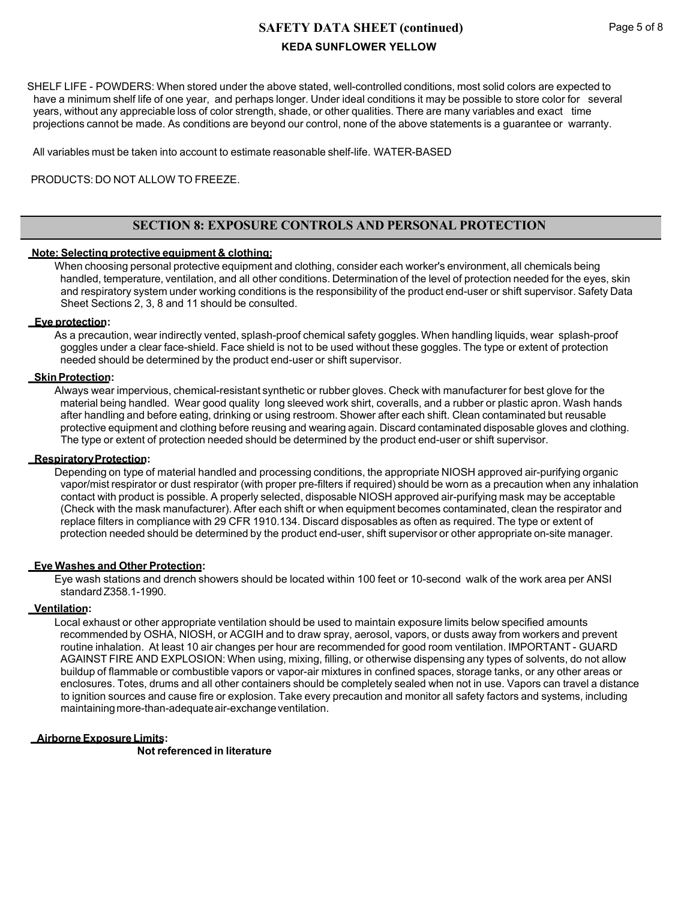SHELF LIFE - POWDERS: When stored under the above stated, well-controlled conditions, most solid colors are expected to have a minimum shelf life of one year, and perhaps longer. Under ideal conditions it may be possible to store color for several years, without any appreciable loss of color strength, shade, or other qualities. There are many variables and exact time projections cannot be made. As conditions are beyond our control, none of the above statements is a guarantee or warranty.

All variables must be taken into account to estimate reasonable shelf-life. WATER-BASED

PRODUCTS: DO NOT ALLOW TO FREEZE.

## SECTION 8: EXPOSURE CONTROLS AND PERSONAL PROTECTION

**Note: Selecting protective equipment & clothing:**

When choosing personal protective equipment and clothing, consider each worker's environment, all chemicals being handled, temperature, ventilation, and all other conditions. Determination of the level of protection needed for the eyes, skin and respiratory system under working conditions is the responsibility of the product end-user or shift supervisor. Safety Data Sheet Sections 2, 3, 8 and 11 should be consulted.

**Eye protection:**

As a precaution, wear indirectly vented, splash-proof chemical safety goggles. When handling liquids, wear splash-proof goggles under a clear face-shield. Face shield is not to be used without these goggles. The type or extent of protection needed should be determined by the product end-user or shift supervisor.

**Skin Protection:**

Always wear impervious, chemical-resistant synthetic or rubber gloves. Check with manufacturer for best glove for the material being handled. Wear good quality long sleeved work shirt, coveralls, and a rubber or plastic apron. Wash hands after handling and before eating, drinking or using restroom. Shower after each shift. Clean contaminated but reusable protective equipment and clothing before reusing and wearing again. Discard contaminated disposable gloves and clothing. The type or extent of protection needed should be determined by the product end-user or shift supervisor.

**Respiratory Protection:**

Depending on type of material handled and processing conditions, the appropriate NIOSH approved air-purifying organic vapor/mist respirator or dust respirator (with proper pre-filters if required) should be worn as a precaution when any inhalation contact with product is possible. A properly selected, disposable NIOSH approved air-purifying mask may be acceptable (Check with the mask manufacturer). After each shift or when equipment becomes contaminated, clean the respirator and replace filters in compliance with 29 CFR 1910.134. Discard disposables as often as required. The type or extent of protection needed should be determined by the product end-user, shift supervisor or other appropriate on-site manager.

**Eye Washes and Other Protection:**

Eye wash stations and drench showers should be located within 100 feet or 10-second walk of the work area per ANSI standard Z358.1-1990.

**Ventilation:**

Local exhaust or other appropriate ventilation should be used to maintain exposure limits below specified amounts recommended by OSHA, NIOSH, or ACGIH and to draw spray, aerosol, vapors, or dusts away from workers and prevent routine inhalation. At least 10 air changes per hour are recommended for good room ventilation. IMPORTANT - GUARD AGAINST FIRE AND EXPLOSION: When using, mixing, filling, or otherwise dispensing any types of solvents, do not allow buildup of flammable or combustible vapors or vapor-air mixtures in confined spaces, storage tanks, or any other areas or enclosures. Totes, drums and all other containers should be completely sealed when not in use. Vapors can travel a distance to ignition sources and cause fire or explosion. Take every precaution and monitor all safety factors and systems, including maintaining more-than-adequate air-exchange ventilation.

**Airborne Exposure Limits:**

**Not referenced in literature**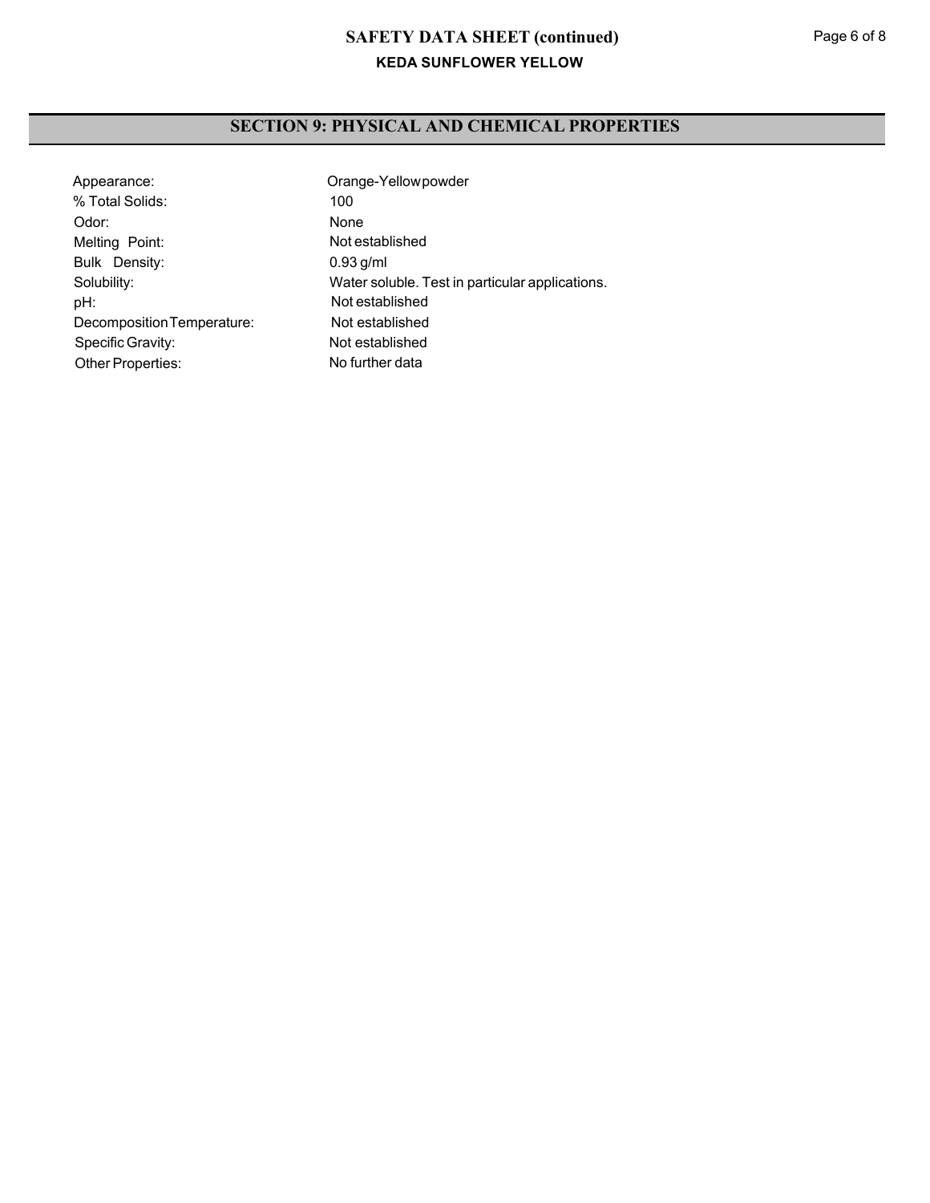## SECTION 9: PHYSICAL AND CHEMICAL PROPERTIES

| | |
|---|---|
| Appearance: | Orange-Yellow powder |
| % Total Solids: | 100 |
| Odor: | None |
| Melting Point: | Not established |
| Bulk Density: | 0.93 g/ml |
| Solubility: | Water soluble. Test in particular applications. |
| pH: | Not established |
| Decomposition Temperature: | Not established |
| Specific Gravity: | Not established |
| Other Properties: | No further data |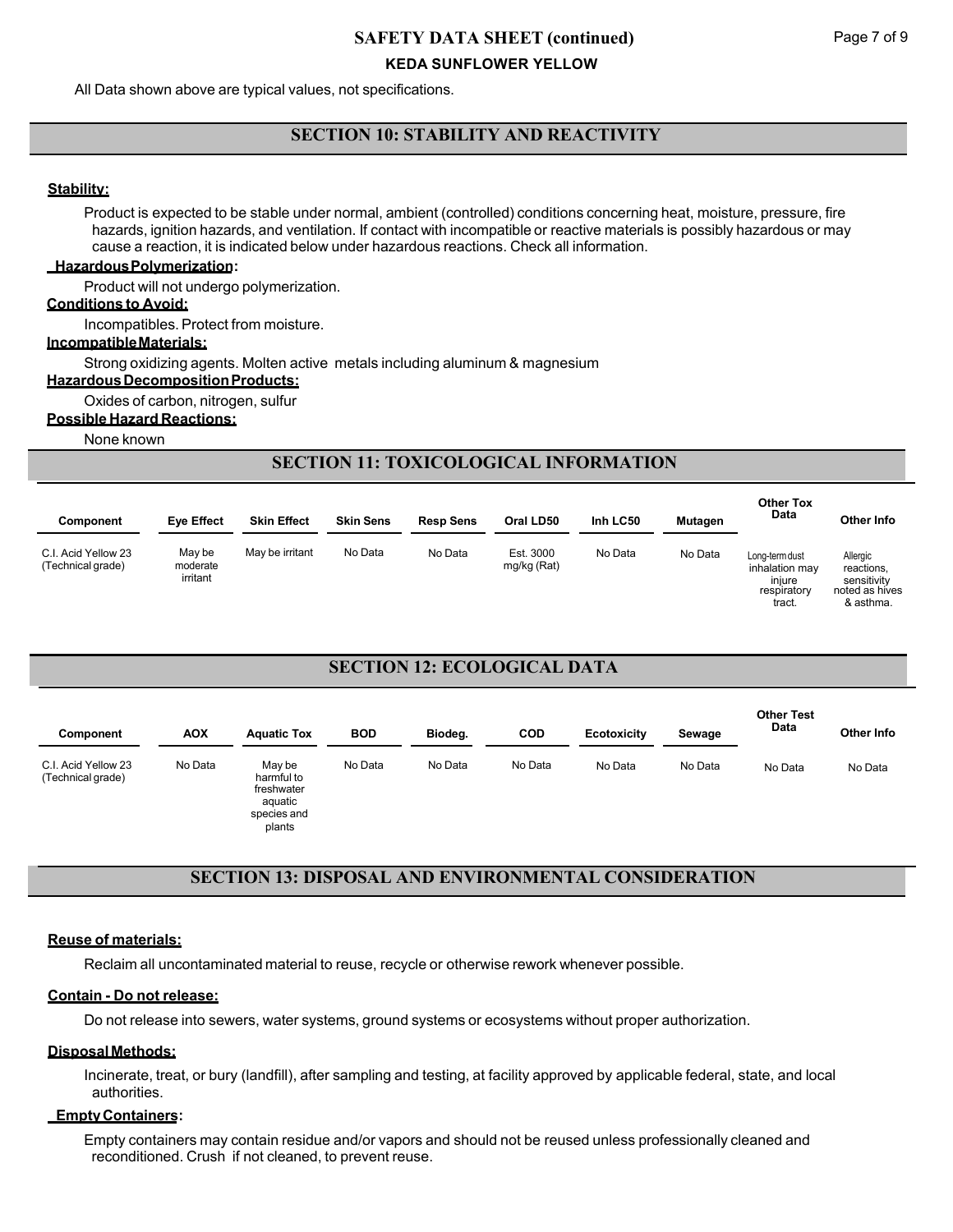All Data shown above are typical values, not specifications.

## SECTION 10: STABILITY AND REACTIVITY

**Stability:**

Product is expected to be stable under normal, ambient (controlled) conditions concerning heat, moisture, pressure, fire hazards, ignition hazards, and ventilation. If contact with incompatible or reactive materials is possibly hazardous or may cause a reaction, it is indicated below under hazardous reactions. Check all information.

**Hazardous Polymerization:**

Product will not undergo polymerization.

**Conditions to Avoid:**

Incompatibles. Protect from moisture.

**Incompatible Materials:**

Strong oxidizing agents. Molten active metals including aluminum & magnesium

**Hazardous Decomposition Products:**

Oxides of carbon, nitrogen, sulfur

**Possible Hazard Reactions:**

None known

## SECTION 11: TOXICOLOGICAL INFORMATION

| Component | Eye Effect | Skin Effect | Skin Sens | Resp Sens | Oral LD50 | Inh LC50 | Mutagen | Other Tox Data | Other Info |
|---|---|---|---|---|---|---|---|---|---|
| C.I. Acid Yellow 23 (Technical grade) | May be moderate irritant | May be irritant | No Data | No Data | Est. 3000 mg/kg (Rat) | No Data | No Data | Long-term dust inhalation may injure respiratory tract. | Allergic reactions, sensitivity noted as hives & asthma. |

## SECTION 12: ECOLOGICAL DATA

| Component | AOX | Aquatic Tox | BOD | Biodeg. | COD | Ecotoxicity | Sewage | Other Test Data | Other Info |
|---|---|---|---|---|---|---|---|---|---|
| C.I. Acid Yellow 23 (Technical grade) | No Data | May be harmful to freshwater aquatic species and plants | No Data | No Data | No Data | No Data | No Data | No Data | No Data |

## SECTION 13: DISPOSAL AND ENVIRONMENTAL CONSIDERATION

**Reuse of materials:**

Reclaim all uncontaminated material to reuse, recycle or otherwise rework whenever possible.

**Contain - Do not release:**

Do not release into sewers, water systems, ground systems or ecosystems without proper authorization.

**Disposal Methods:**

Incinerate, treat, or bury (landfill), after sampling and testing, at facility approved by applicable federal, state, and local authorities.

**Empty Containers:**

Empty containers may contain residue and/or vapors and should not be reused unless professionally cleaned and reconditioned. Crush if not cleaned, to prevent reuse.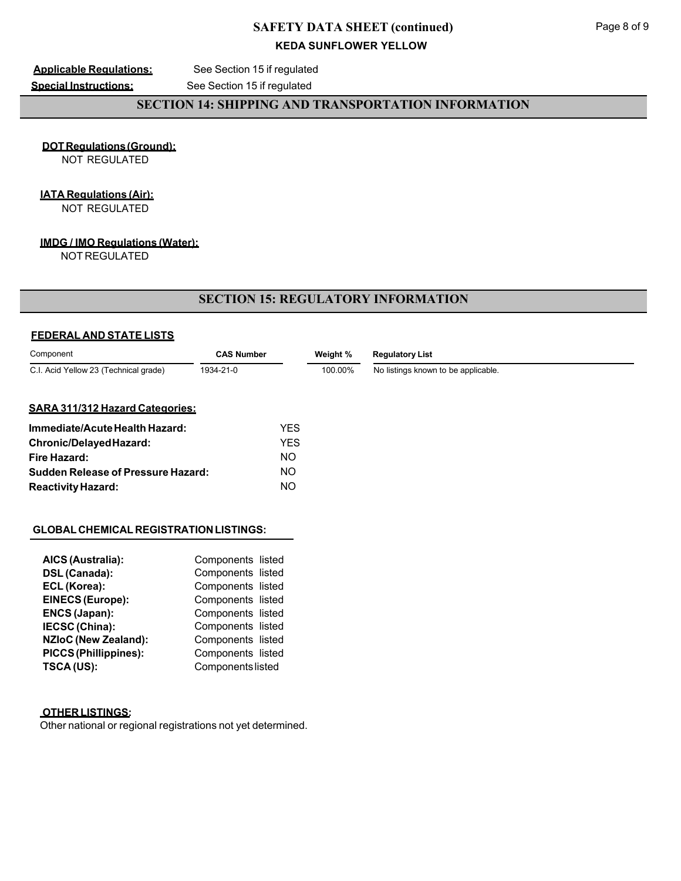**Applicable Regulations:** See Section 15 if regulated

**Special Instructions:** See Section 15 if regulated

## SECTION 14: SHIPPING AND TRANSPORTATION INFORMATION

**DOT Regulations (Ground):**
NOT REGULATED

**IATA Regulations (Air):**
NOT REGULATED

**IMDG / IMO Regulations (Water):**
NOT REGULATED

## SECTION 15: REGULATORY INFORMATION

**FEDERAL AND STATE LISTS**

| Component | CAS Number | Weight % | Regulatory List |
|---|---|---|---|
| C.I. Acid Yellow 23 (Technical grade) | 1934-21-0 | 100.00% | No listings known to be applicable. |

**SARA 311/312 Hazard Categories:**

| | |
|---|---|
| **Immediate/Acute Health Hazard:** | YES |
| **Chronic/Delayed Hazard:** | YES |
| **Fire Hazard:** | NO |
| **Sudden Release of Pressure Hazard:** | NO |
| **Reactivity Hazard:** | NO |

**GLOBAL CHEMICAL REGISTRATION LISTINGS:**

| | |
|---|---|
| **AICS (Australia):** | Components listed |
| **DSL (Canada):** | Components listed |
| **ECL (Korea):** | Components listed |
| **EINECS (Europe):** | Components listed |
| **ENCS (Japan):** | Components listed |
| **IECSC (China):** | Components listed |
| **NZIoC (New Zealand):** | Components listed |
| **PICCS (Phillippines):** | Components listed |
| **TSCA (US):** | Components listed |

**OTHER LISTINGS:**
Other national or regional registrations not yet determined.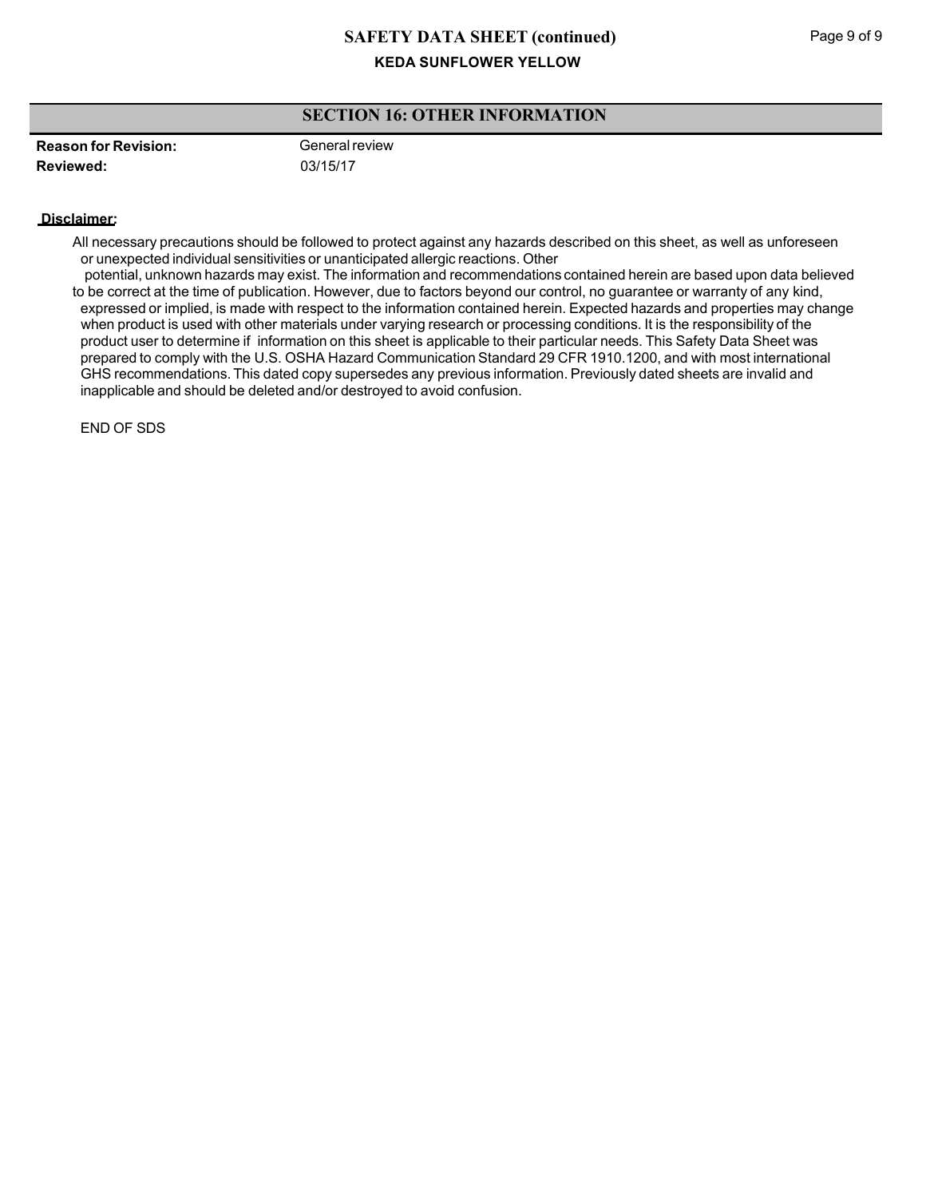## SECTION 16: OTHER INFORMATION

**Reason for Revision:** General review

**Reviewed:** 03/15/17

**Disclaimer:**

All necessary precautions should be followed to protect against any hazards described on this sheet, as well as unforeseen or unexpected individual sensitivities or unanticipated allergic reactions. Other potential, unknown hazards may exist. The information and recommendations contained herein are based upon data believed to be correct at the time of publication. However, due to factors beyond our control, no guarantee or warranty of any kind, expressed or implied, is made with respect to the information contained herein. Expected hazards and properties may change when product is used with other materials under varying research or processing conditions. It is the responsibility of the product user to determine if information on this sheet is applicable to their particular needs. This Safety Data Sheet was prepared to comply with the U.S. OSHA Hazard Communication Standard 29 CFR 1910.1200, and with most international GHS recommendations. This dated copy supersedes any previous information. Previously dated sheets are invalid and inapplicable and should be deleted and/or destroyed to avoid confusion.

END OF SDS